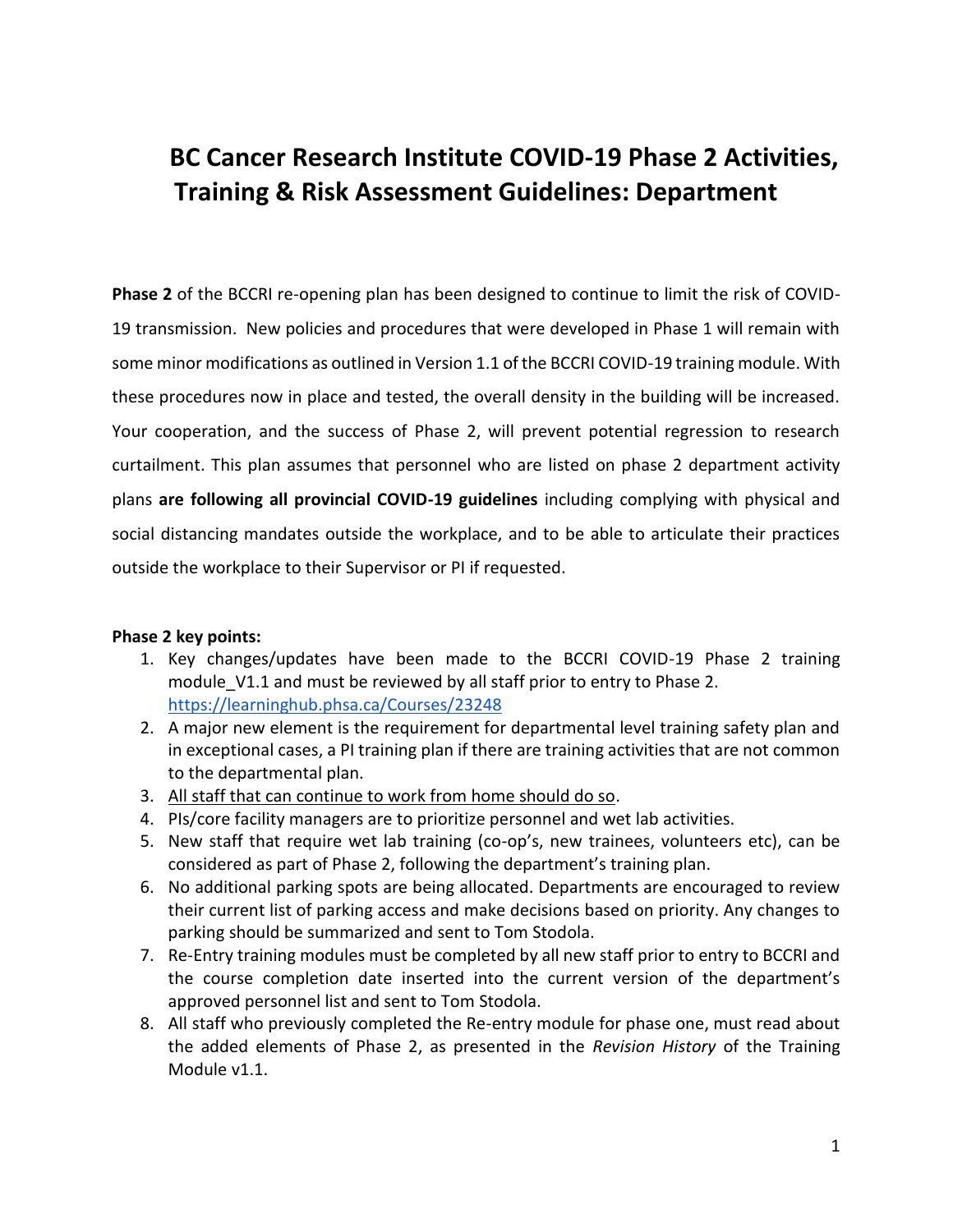# BC Cancer Research Institute COVID-19 Phase 2 Activities, Training & Risk Assessment Guidelines: Department

**Phase 2** of the BCCRI re-opening plan has been designed to continue to limit the risk of COVID-19 transmission. New policies and procedures that were developed in Phase 1 will remain with some minor modifications as outlined in Version 1.1 of the BCCRI COVID-19 training module. With these procedures now in place and tested, the overall density in the building will be increased. Your cooperation, and the success of Phase 2, will prevent potential regression to research curtailment. This plan assumes that personnel who are listed on phase 2 department activity plans **are following all provincial COVID-19 guidelines** including complying with physical and social distancing mandates outside the workplace, and to be able to articulate their practices outside the workplace to their Supervisor or PI if requested.

**Phase 2 key points:**

1. Key changes/updates have been made to the BCCRI COVID-19 Phase 2 training module_V1.1 and must be reviewed by all staff prior to entry to Phase 2. https://learninghub.phsa.ca/Courses/23248
2. A major new element is the requirement for departmental level training safety plan and in exceptional cases, a PI training plan if there are training activities that are not common to the departmental plan.
3. <u>All staff that can continue to work from home should do so</u>.
4. PIs/core facility managers are to prioritize personnel and wet lab activities.
5. New staff that require wet lab training (co-op's, new trainees, volunteers etc), can be considered as part of Phase 2, following the department's training plan.
6. No additional parking spots are being allocated. Departments are encouraged to review their current list of parking access and make decisions based on priority. Any changes to parking should be summarized and sent to Tom Stodola.
7. Re-Entry training modules must be completed by all new staff prior to entry to BCCRI and the course completion date inserted into the current version of the department's approved personnel list and sent to Tom Stodola.
8. All staff who previously completed the Re-entry module for phase one, must read about the added elements of Phase 2, as presented in the *Revision History* of the Training Module v1.1.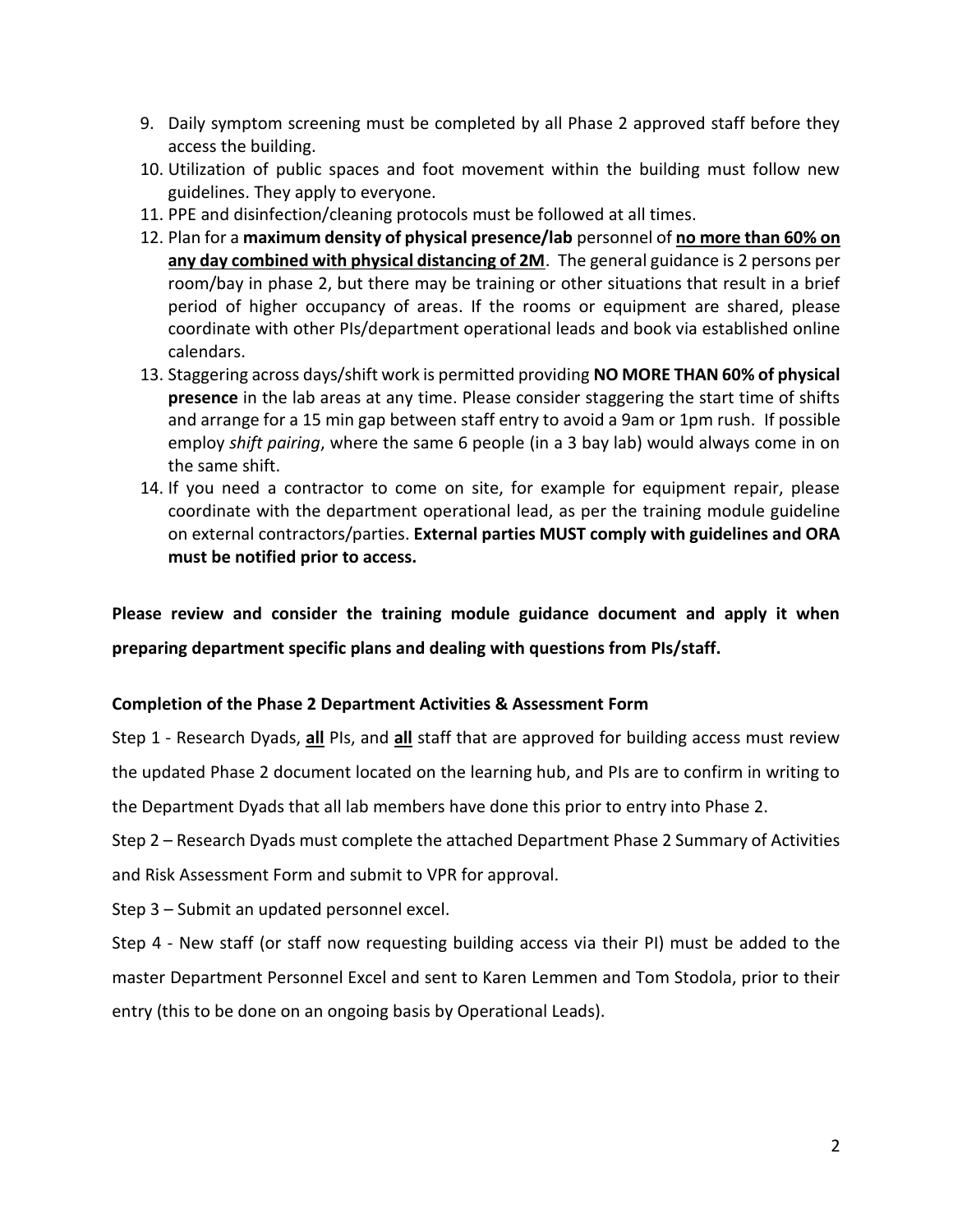9. Daily symptom screening must be completed by all Phase 2 approved staff before they access the building.
10. Utilization of public spaces and foot movement within the building must follow new guidelines. They apply to everyone.
11. PPE and disinfection/cleaning protocols must be followed at all times.
12. Plan for a **maximum density of physical presence/lab** personnel of **<u>no more than 60% on any day combined with physical distancing of 2M</u>**. The general guidance is 2 persons per room/bay in phase 2, but there may be training or other situations that result in a brief period of higher occupancy of areas. If the rooms or equipment are shared, please coordinate with other PIs/department operational leads and book via established online calendars.
13. Staggering across days/shift work is permitted providing **NO MORE THAN 60% of physical presence** in the lab areas at any time. Please consider staggering the start time of shifts and arrange for a 15 min gap between staff entry to avoid a 9am or 1pm rush. If possible employ *shift pairing*, where the same 6 people (in a 3 bay lab) would always come in on the same shift.
14. If you need a contractor to come on site, for example for equipment repair, please coordinate with the department operational lead, as per the training module guideline on external contractors/parties. **External parties MUST comply with guidelines and ORA must be notified prior to access.**

**Please review and consider the training module guidance document and apply it when preparing department specific plans and dealing with questions from PIs/staff.**

**Completion of the Phase 2 Department Activities & Assessment Form**

Step 1 - Research Dyads, **<u>all</u>** PIs, and **<u>all</u>** staff that are approved for building access must review the updated Phase 2 document located on the learning hub, and PIs are to confirm in writing to the Department Dyads that all lab members have done this prior to entry into Phase 2.

Step 2 – Research Dyads must complete the attached Department Phase 2 Summary of Activities and Risk Assessment Form and submit to VPR for approval.

Step 3 – Submit an updated personnel excel.

Step 4 - New staff (or staff now requesting building access via their PI) must be added to the master Department Personnel Excel and sent to Karen Lemmen and Tom Stodola, prior to their entry (this to be done on an ongoing basis by Operational Leads).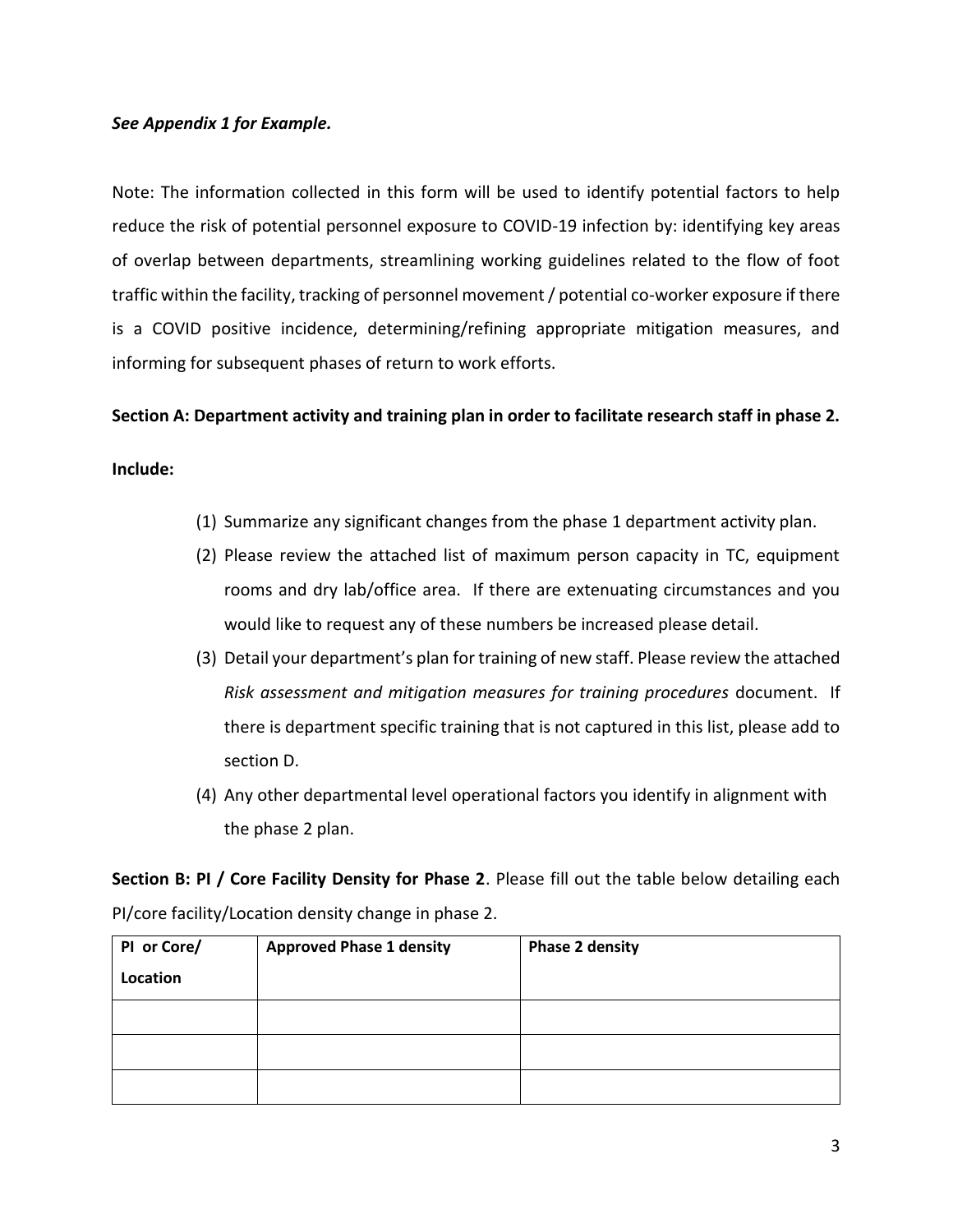***See Appendix 1 for Example.***

Note: The information collected in this form will be used to identify potential factors to help reduce the risk of potential personnel exposure to COVID-19 infection by: identifying key areas of overlap between departments, streamlining working guidelines related to the flow of foot traffic within the facility, tracking of personnel movement / potential co-worker exposure if there is a COVID positive incidence, determining/refining appropriate mitigation measures, and informing for subsequent phases of return to work efforts.

**Section A: Department activity and training plan in order to facilitate research staff in phase 2.**

**Include:**

(1) Summarize any significant changes from the phase 1 department activity plan.

(2) Please review the attached list of maximum person capacity in TC, equipment rooms and dry lab/office area. If there are extenuating circumstances and you would like to request any of these numbers be increased please detail.

(3) Detail your department's plan for training of new staff. Please review the attached *Risk assessment and mitigation measures for training procedures* document. If there is department specific training that is not captured in this list, please add to section D.

(4) Any other departmental level operational factors you identify in alignment with the phase 2 plan.

**Section B: PI / Core Facility Density for Phase 2**. Please fill out the table below detailing each PI/core facility/Location density change in phase 2.

| PI or Core/ Location | Approved Phase 1 density | Phase 2 density |
|---|---|---|
| | | |
| | | |
| | | |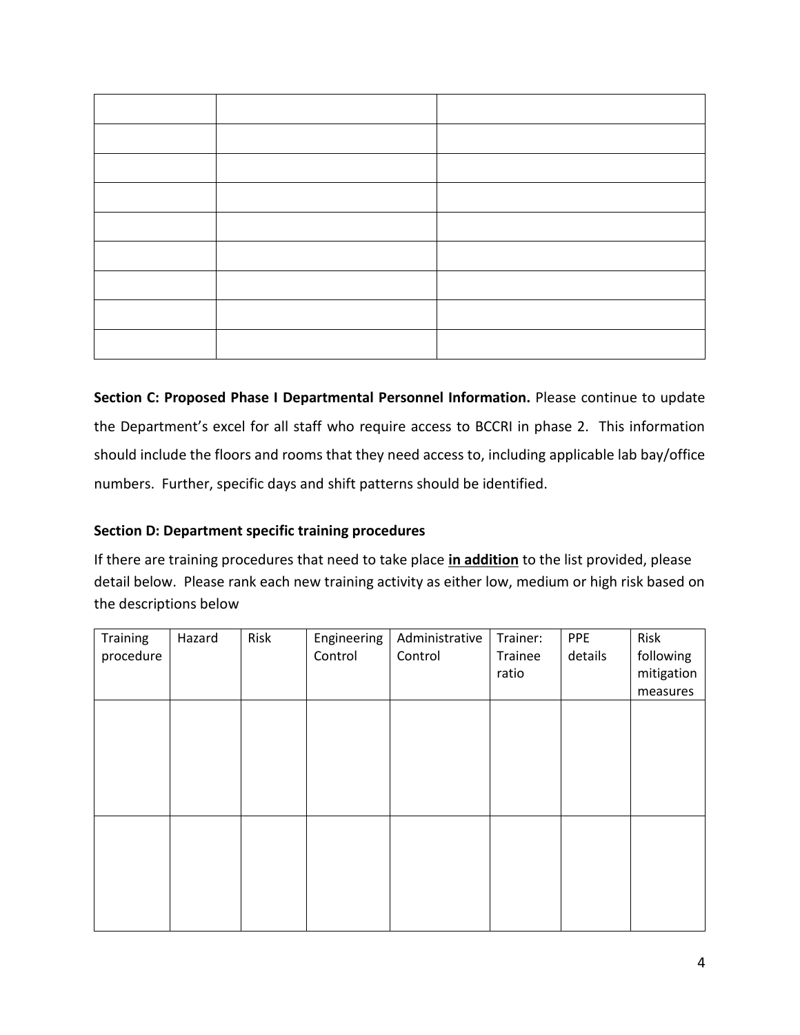| | | |
|---|---|---|
| | | |
| | | |
| | | |
| | | |
| | | |
| | | |
| | | |
| | | |

**Section C: Proposed Phase I Departmental Personnel Information.** Please continue to update the Department's excel for all staff who require access to BCCRI in phase 2. This information should include the floors and rooms that they need access to, including applicable lab bay/office numbers. Further, specific days and shift patterns should be identified.

**Section D: Department specific training procedures**

If there are training procedures that need to take place ***in addition*** to the list provided, please detail below. Please rank each new training activity as either low, medium or high risk based on the descriptions below

| Training procedure | Hazard | Risk | Engineering Control | Administrative Control | Trainer: Trainee ratio | PPE details | Risk following mitigation measures |
|---|---|---|---|---|---|---|---|
| | | | | | | | |
| | | | | | | | |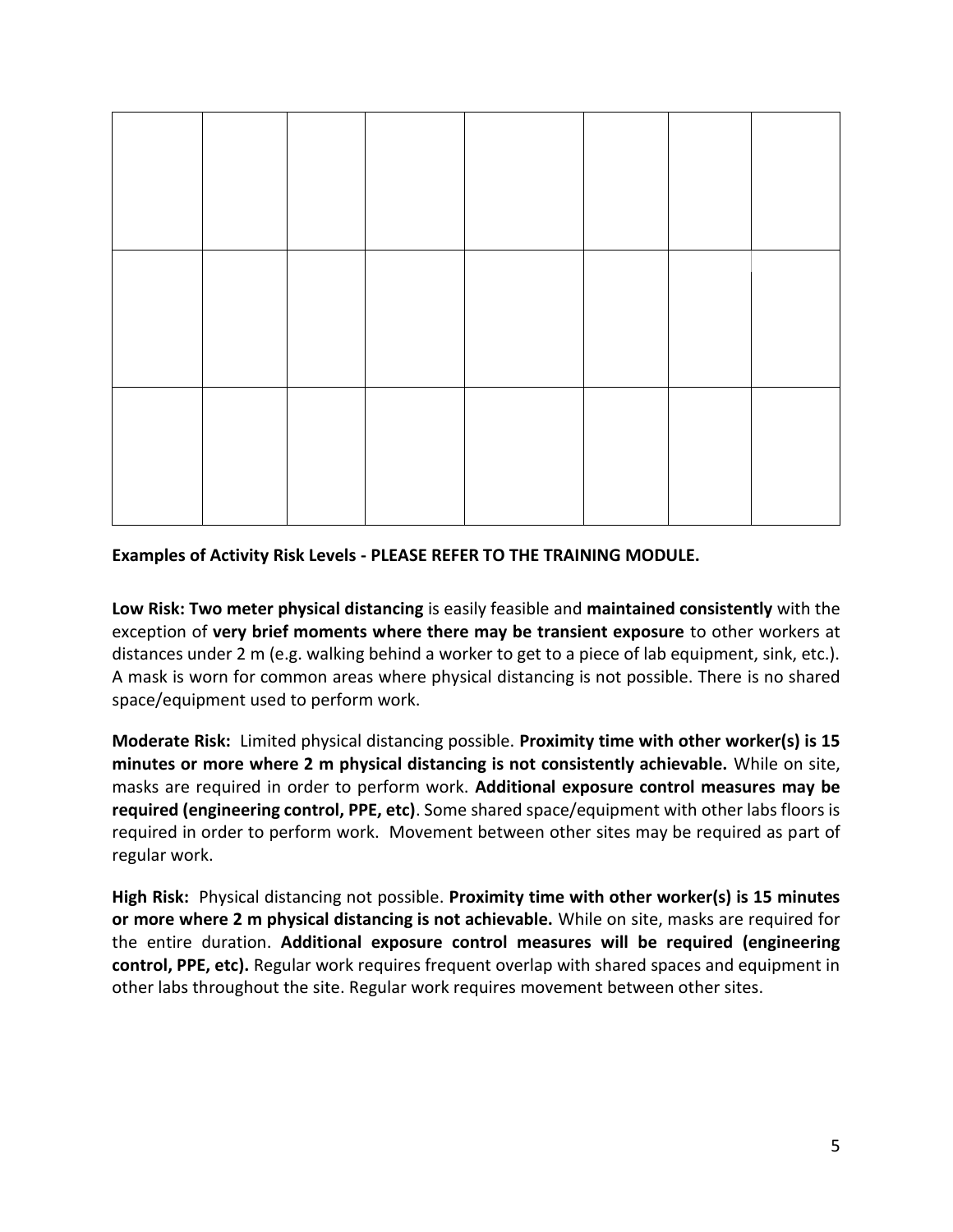| | | | | | | | |
|---|---|---|---|---|---|---|---|
| | | | | | | | |
| | | | | | | | |

**Examples of Activity Risk Levels - PLEASE REFER TO THE TRAINING MODULE.**

**Low Risk: Two meter physical distancing** is easily feasible and **maintained consistently** with the exception of **very brief moments where there may be transient exposure** to other workers at distances under 2 m (e.g. walking behind a worker to get to a piece of lab equipment, sink, etc.). A mask is worn for common areas where physical distancing is not possible. There is no shared space/equipment used to perform work.

**Moderate Risk:** Limited physical distancing possible. **Proximity time with other worker(s) is 15 minutes or more where 2 m physical distancing is not consistently achievable.** While on site, masks are required in order to perform work. **Additional exposure control measures may be required (engineering control, PPE, etc)**. Some shared space/equipment with other labs floors is required in order to perform work. Movement between other sites may be required as part of regular work.

**High Risk:** Physical distancing not possible. **Proximity time with other worker(s) is 15 minutes or more where 2 m physical distancing is not achievable.** While on site, masks are required for the entire duration. **Additional exposure control measures will be required (engineering control, PPE, etc).** Regular work requires frequent overlap with shared spaces and equipment in other labs throughout the site. Regular work requires movement between other sites.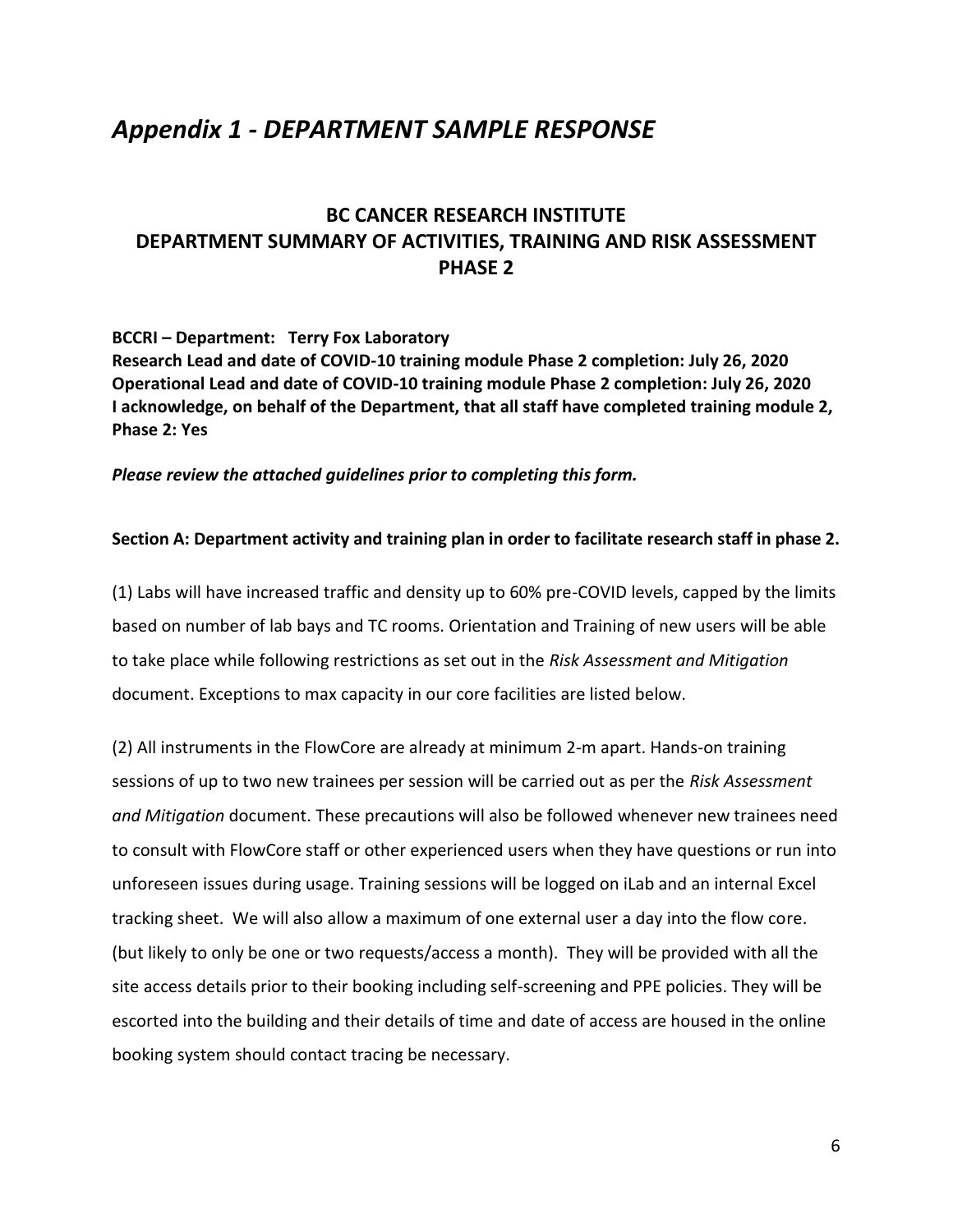# *Appendix 1 - DEPARTMENT SAMPLE RESPONSE*

## BC CANCER RESEARCH INSTITUTE
## DEPARTMENT SUMMARY OF ACTIVITIES, TRAINING AND RISK ASSESSMENT
## PHASE 2

**BCCRI – Department: Terry Fox Laboratory**
**Research Lead and date of COVID-10 training module Phase 2 completion: July 26, 2020**
**Operational Lead and date of COVID-10 training module Phase 2 completion: July 26, 2020**
**I acknowledge, on behalf of the Department, that all staff have completed training module 2, Phase 2: Yes**

***Please review the attached guidelines prior to completing this form.***

**Section A: Department activity and training plan in order to facilitate research staff in phase 2.**

(1) Labs will have increased traffic and density up to 60% pre-COVID levels, capped by the limits based on number of lab bays and TC rooms. Orientation and Training of new users will be able to take place while following restrictions as set out in the *Risk Assessment and Mitigation* document. Exceptions to max capacity in our core facilities are listed below.

(2) All instruments in the FlowCore are already at minimum 2-m apart. Hands-on training sessions of up to two new trainees per session will be carried out as per the *Risk Assessment and Mitigation* document. These precautions will also be followed whenever new trainees need to consult with FlowCore staff or other experienced users when they have questions or run into unforeseen issues during usage. Training sessions will be logged on iLab and an internal Excel tracking sheet. We will also allow a maximum of one external user a day into the flow core. (but likely to only be one or two requests/access a month). They will be provided with all the site access details prior to their booking including self-screening and PPE policies. They will be escorted into the building and their details of time and date of access are housed in the online booking system should contact tracing be necessary.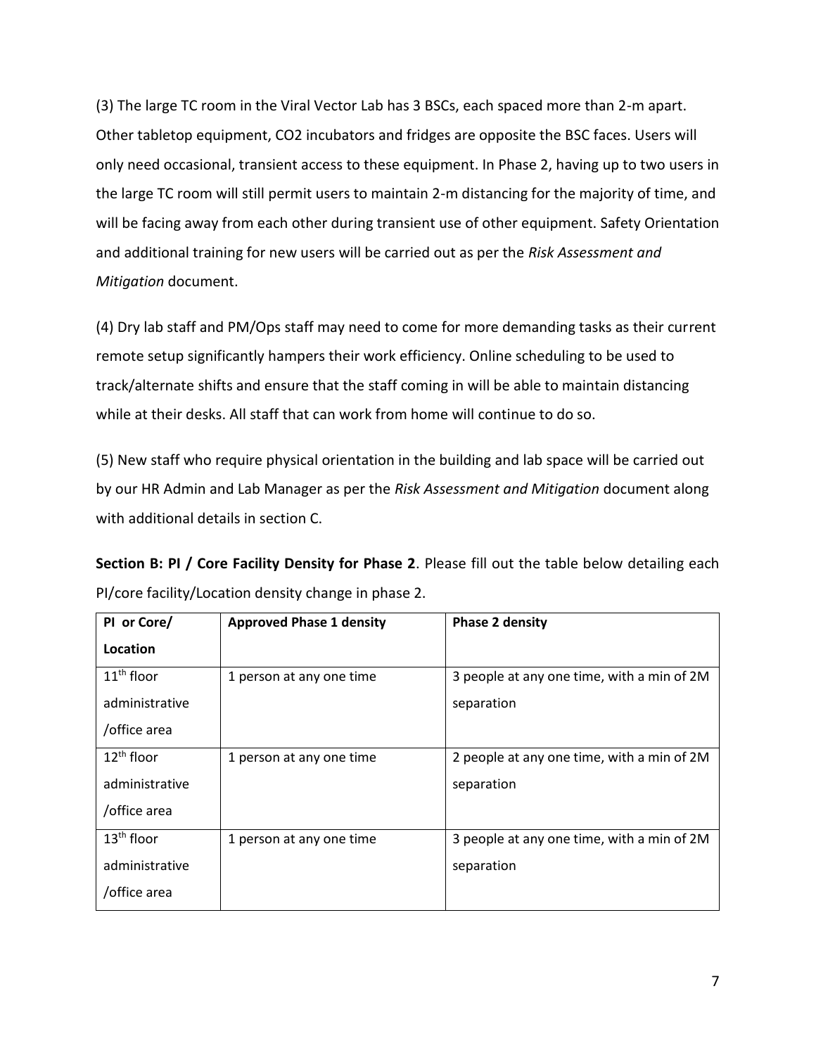(3) The large TC room in the Viral Vector Lab has 3 BSCs, each spaced more than 2-m apart. Other tabletop equipment, $CO_2$ incubators and fridges are opposite the BSC faces. Users will only need occasional, transient access to these equipment. In Phase 2, having up to two users in the large TC room will still permit users to maintain 2-m distancing for the majority of time, and will be facing away from each other during transient use of other equipment. Safety Orientation and additional training for new users will be carried out as per the *Risk Assessment and Mitigation* document.

(4) Dry lab staff and PM/Ops staff may need to come for more demanding tasks as their current remote setup significantly hampers their work efficiency. Online scheduling to be used to track/alternate shifts and ensure that the staff coming in will be able to maintain distancing while at their desks. All staff that can work from home will continue to do so.

(5) New staff who require physical orientation in the building and lab space will be carried out by our HR Admin and Lab Manager as per the *Risk Assessment and Mitigation* document along with additional details in section C.

**Section B: PI / Core Facility Density for Phase 2**. Please fill out the table below detailing each PI/core facility/Location density change in phase 2.

| PI or Core/ Location | Approved Phase 1 density | Phase 2 density |
| --- | --- | --- |
| 11th floor administrative /office area | 1 person at any one time | 3 people at any one time, with a min of 2M separation |
| 12th floor administrative /office area | 1 person at any one time | 2 people at any one time, with a min of 2M separation |
| 13th floor administrative /office area | 1 person at any one time | 3 people at any one time, with a min of 2M separation |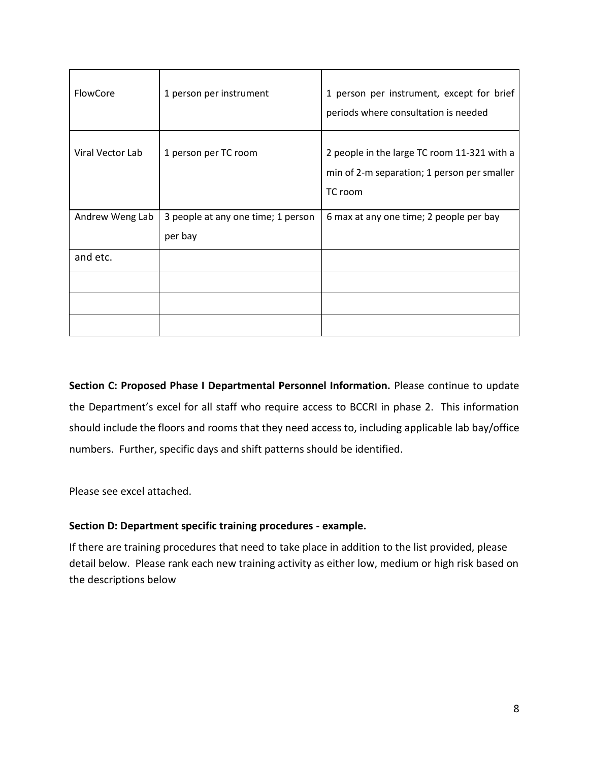| | | |
|---|---|---|
| FlowCore | 1 person per instrument | 1 person per instrument, except for brief periods where consultation is needed |
| Viral Vector Lab | 1 person per TC room | 2 people in the large TC room 11-321 with a min of 2-m separation; 1 person per smaller TC room |
| Andrew Weng Lab | 3 people at any one time; 1 person per bay | 6 max at any one time; 2 people per bay |
| and etc. | | |
| | | |
| | | |
| | | |

**Section C: Proposed Phase I Departmental Personnel Information.** Please continue to update the Department's excel for all staff who require access to BCCRI in phase 2. This information should include the floors and rooms that they need access to, including applicable lab bay/office numbers. Further, specific days and shift patterns should be identified.

Please see excel attached.

**Section D: Department specific training procedures - example.**

If there are training procedures that need to take place in addition to the list provided, please detail below. Please rank each new training activity as either low, medium or high risk based on the descriptions below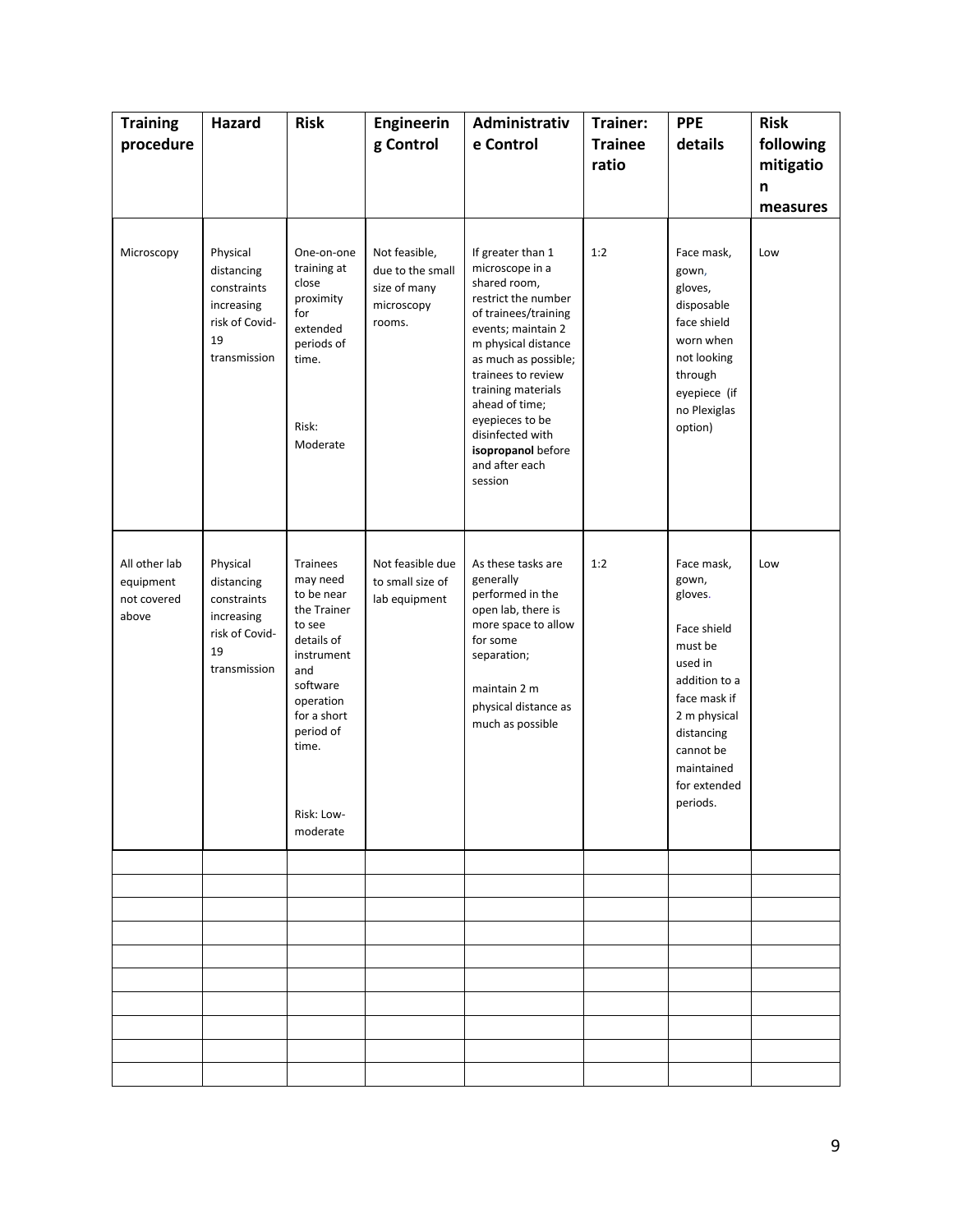| Training procedure | Hazard | Risk | Engineering Control | Administrative Control | Trainer: Trainee ratio | PPE details | Risk following mitigation measures |
|---|---|---|---|---|---|---|---|
| Microscopy | Physical distancing constraints increasing risk of Covid-19 transmission | One-on-one training at close proximity for extended periods of time. Risk: Moderate | Not feasible, due to the small size of many microscopy rooms. | If greater than 1 microscope in a shared room, restrict the number of trainees/training events; maintain 2 m physical distance as much as possible; trainees to review training materials ahead of time; eyepieces to be disinfected with **isopropanol** before and after each session | 1:2 | Face mask, gown, gloves, disposable face shield worn when not looking through eyepiece (if no Plexiglas option) | Low |
| All other lab equipment not covered above | Physical distancing constraints increasing risk of Covid-19 transmission | Trainees may need to be near the Trainer to see details of instrument and software operation for a short period of time. Risk: Low-moderate | Not feasible due to small size of lab equipment | As these tasks are generally performed in the open lab, there is more space to allow for some separation; maintain 2 m physical distance as much as possible | 1:2 | Face mask, gown, gloves. Face shield must be used in addition to a face mask if 2 m physical distancing cannot be maintained for extended periods. | Low |
| | | | | | | | |
| | | | | | | | |
| | | | | | | | |
| | | | | | | | |
| | | | | | | | |
| | | | | | | | |
| | | | | | | | |
| | | | | | | | |
| | | | | | | | |
| | | | | | | | |